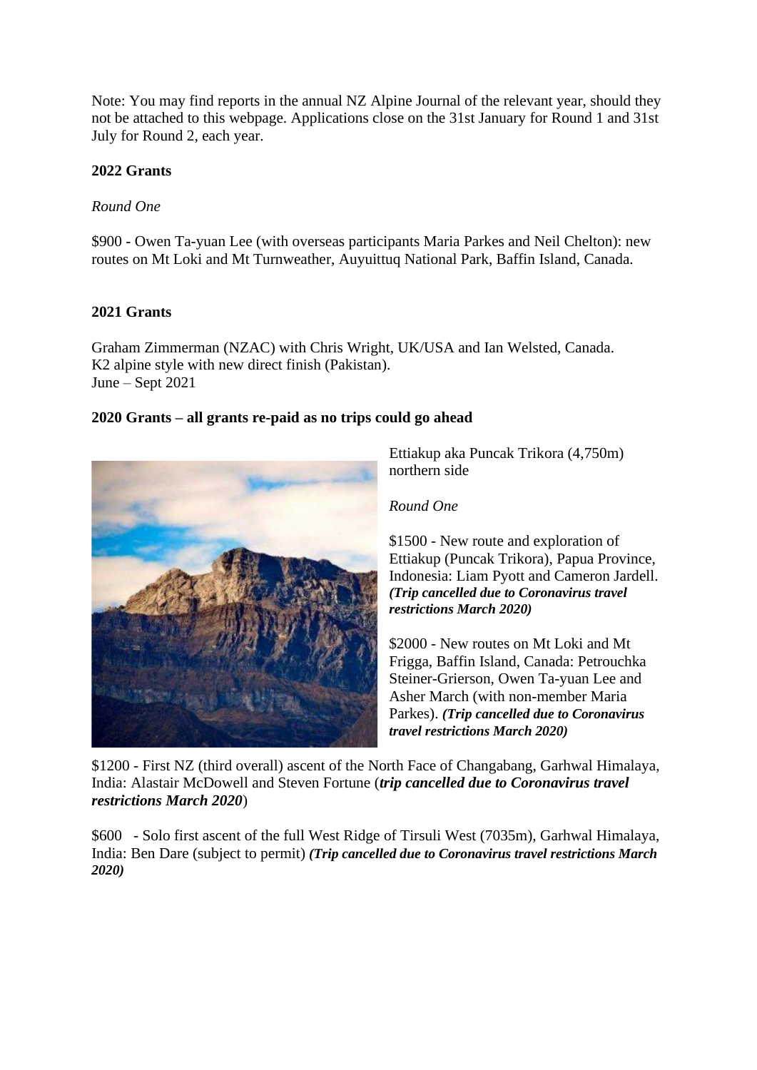Note: You may find reports in the annual NZ Alpine Journal of the relevant year, should they not be attached to this webpage. Applications close on the 31st January for Round 1 and 31st July for Round 2, each year.

**2022 Grants**

*Round One*

$900 - Owen Ta-yuan Lee (with overseas participants Maria Parkes and Neil Chelton): new routes on Mt Loki and Mt Turnweather, Auyuittuq National Park, Baffin Island, Canada.

**2021 Grants**

Graham Zimmerman (NZAC) with Chris Wright, UK/USA and Ian Welsted, Canada.
K2 alpine style with new direct finish (Pakistan).
June – Sept 2021

**2020 Grants – all grants re-paid as no trips could go ahead**

Ettiakup aka Puncak Trikora (4,750m) northern side

*Round One*

$1500 - New route and exploration of Ettiakup (Puncak Trikora), Papua Province, Indonesia: Liam Pyott and Cameron Jardell. ***(Trip cancelled due to Coronavirus travel restrictions March 2020)***

$2000 - New routes on Mt Loki and Mt Frigga, Baffin Island, Canada: Petrouchka Steiner-Grierson, Owen Ta-yuan Lee and Asher March (with non-member Maria Parkes). ***(Trip cancelled due to Coronavirus travel restrictions March 2020)***

$1200 - First NZ (third overall) ascent of the North Face of Changabang, Garhwal Himalaya, India: Alastair McDowell and Steven Fortune (***trip cancelled due to Coronavirus travel restrictions March 2020***)

$600 - Solo first ascent of the full West Ridge of Tirsuli West (7035m), Garhwal Himalaya, India: Ben Dare (subject to permit) ***(Trip cancelled due to Coronavirus travel restrictions March 2020)***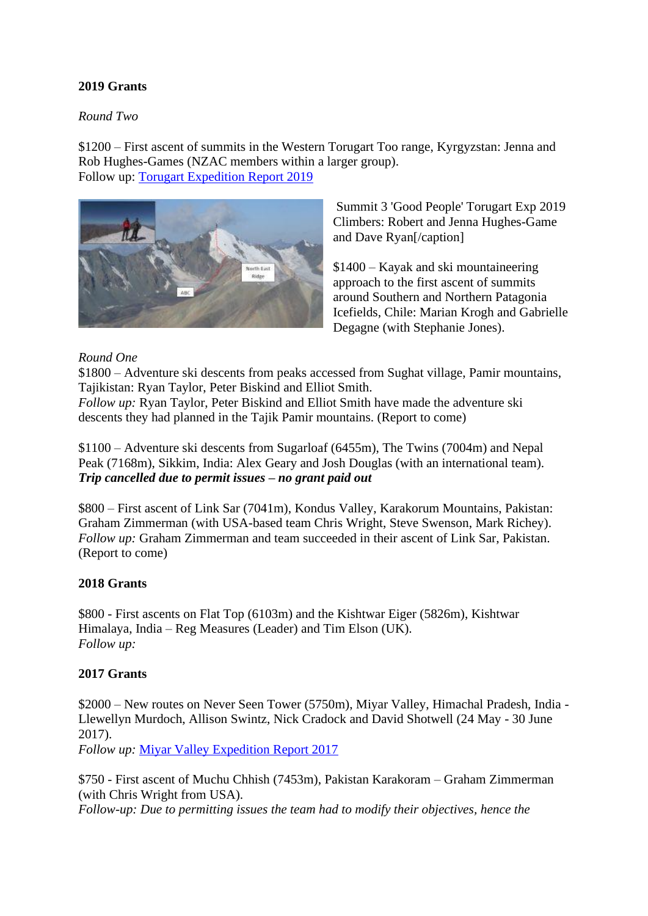**2019 Grants**

*Round Two*

$1200 – First ascent of summits in the Western Torugart Too range, Kyrgyzstan: Jenna and Rob Hughes-Games (NZAC members within a larger group).
Follow up: Torugart Expedition Report 2019

Summit 3 'Good People' Torugart Exp 2019 Climbers: Robert and Jenna Hughes-Game and Dave Ryan[/caption]

$1400 – Kayak and ski mountaineering approach to the first ascent of summits around Southern and Northern Patagonia Icefields, Chile: Marian Krogh and Gabrielle Degagne (with Stephanie Jones).

*Round One*
$1800 – Adventure ski descents from peaks accessed from Sughat village, Pamir mountains, Tajikistan: Ryan Taylor, Peter Biskind and Elliot Smith.
*Follow up:* Ryan Taylor, Peter Biskind and Elliot Smith have made the adventure ski descents they had planned in the Tajik Pamir mountains. (Report to come)

$1100 – Adventure ski descents from Sugarloaf (6455m), The Twins (7004m) and Nepal Peak (7168m), Sikkim, India: Alex Geary and Josh Douglas (with an international team).
***Trip cancelled due to permit issues – no grant paid out***

$800 – First ascent of Link Sar (7041m), Kondus Valley, Karakorum Mountains, Pakistan: Graham Zimmerman (with USA-based team Chris Wright, Steve Swenson, Mark Richey).
*Follow up:* Graham Zimmerman and team succeeded in their ascent of Link Sar, Pakistan. (Report to come)

**2018 Grants**

$800 - First ascents on Flat Top (6103m) and the Kishtwar Eiger (5826m), Kishtwar Himalaya, India – Reg Measures (Leader) and Tim Elson (UK).
*Follow up:*

**2017 Grants**

$2000 – New routes on Never Seen Tower (5750m), Miyar Valley, Himachal Pradesh, India - Llewellyn Murdoch, Allison Swintz, Nick Cradock and David Shotwell (24 May - 30 June 2017).
*Follow up:* Miyar Valley Expedition Report 2017

$750 - First ascent of Muchu Chhish (7453m), Pakistan Karakoram – Graham Zimmerman (with Chris Wright from USA).
*Follow-up: Due to permitting issues the team had to modify their objectives, hence the*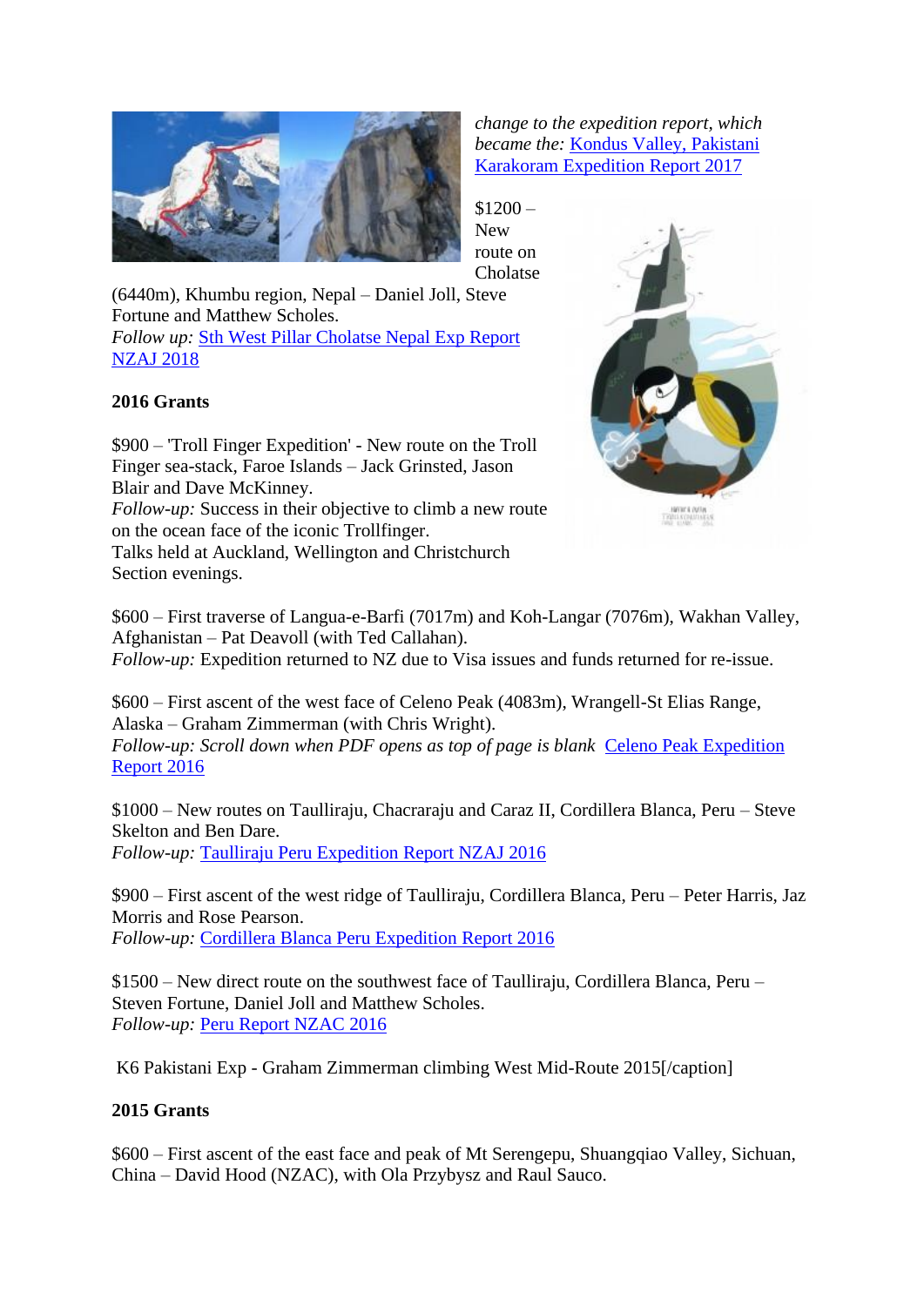*change to the expedition report, which became the:* [Kondus Valley, Pakistani Karakoram Expedition Report 2017]

$1200 – New route on Cholatse (6440m), Khumbu region, Nepal – Daniel Joll, Steve Fortune and Matthew Scholes.
*Follow up:* [Sth West Pillar Cholatse Nepal Exp Report NZAJ 2018]

**2016 Grants**

$900 – 'Troll Finger Expedition' - New route on the Troll Finger sea-stack, Faroe Islands – Jack Grinsted, Jason Blair and Dave McKinney.
*Follow-up:* Success in their objective to climb a new route on the ocean face of the iconic Trollfinger.
Talks held at Auckland, Wellington and Christchurch Section evenings.

$600 – First traverse of Langua-e-Barfi (7017m) and Koh-Langar (7076m), Wakhan Valley, Afghanistan – Pat Deavoll (with Ted Callahan).
*Follow-up:* Expedition returned to NZ due to Visa issues and funds returned for re-issue.

$600 – First ascent of the west face of Celeno Peak (4083m), Wrangell-St Elias Range, Alaska – Graham Zimmerman (with Chris Wright).
*Follow-up: Scroll down when PDF opens as top of page is blank* [Celeno Peak Expedition Report 2016]

$1000 – New routes on Taulliraju, Chacraraju and Caraz II, Cordillera Blanca, Peru – Steve Skelton and Ben Dare.
*Follow-up:* [Taulliraju Peru Expedition Report NZAJ 2016]

$900 – First ascent of the west ridge of Taulliraju, Cordillera Blanca, Peru – Peter Harris, Jaz Morris and Rose Pearson.
*Follow-up:* [Cordillera Blanca Peru Expedition Report 2016]

$1500 – New direct route on the southwest face of Taulliraju, Cordillera Blanca, Peru – Steven Fortune, Daniel Joll and Matthew Scholes.
*Follow-up:* [Peru Report NZAC 2016]

K6 Pakistani Exp - Graham Zimmerman climbing West Mid-Route 2015[/caption]

**2015 Grants**

$600 – First ascent of the east face and peak of Mt Serengepu, Shuangqiao Valley, Sichuan, China – David Hood (NZAC), with Ola Przybysz and Raul Sauco.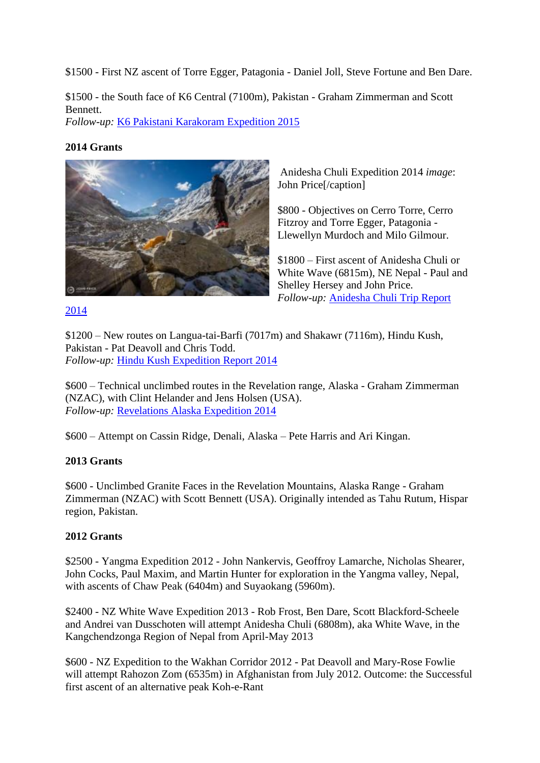$1500 - First NZ ascent of Torre Egger, Patagonia - Daniel Joll, Steve Fortune and Ben Dare.

$1500 - the South face of K6 Central (7100m), Pakistan - Graham Zimmerman and Scott Bennett.
*Follow-up:* K6 Pakistani Karakoram Expedition 2015

**2014 Grants**

Anidesha Chuli Expedition 2014 *image*: John Price[/caption]

$800 - Objectives on Cerro Torre, Cerro Fitzroy and Torre Egger, Patagonia - Llewellyn Murdoch and Milo Gilmour.

$1800 – First ascent of Anidesha Chuli or White Wave (6815m), NE Nepal - Paul and Shelley Hersey and John Price.
*Follow-up:* Anidesha Chuli Trip Report 2014

$1200 – New routes on Langua-tai-Barfi (7017m) and Shakawr (7116m), Hindu Kush, Pakistan - Pat Deavoll and Chris Todd.
*Follow-up:* Hindu Kush Expedition Report 2014

$600 – Technical unclimbed routes in the Revelation range, Alaska - Graham Zimmerman (NZAC), with Clint Helander and Jens Holsen (USA).
*Follow-up:* Revelations Alaska Expedition 2014

$600 – Attempt on Cassin Ridge, Denali, Alaska – Pete Harris and Ari Kingan.

**2013 Grants**

$600 - Unclimbed Granite Faces in the Revelation Mountains, Alaska Range - Graham Zimmerman (NZAC) with Scott Bennett (USA). Originally intended as Tahu Rutum, Hispar region, Pakistan.

**2012 Grants**

$2500 - Yangma Expedition 2012 - John Nankervis, Geoffroy Lamarche, Nicholas Shearer, John Cocks, Paul Maxim, and Martin Hunter for exploration in the Yangma valley, Nepal, with ascents of Chaw Peak (6404m) and Suyaokang (5960m).

$2400 - NZ White Wave Expedition 2013 - Rob Frost, Ben Dare, Scott Blackford-Scheele and Andrei van Dusschoten will attempt Anidesha Chuli (6808m), aka White Wave, in the Kangchendzonga Region of Nepal from April-May 2013

$600 - NZ Expedition to the Wakhan Corridor 2012 - Pat Deavoll and Mary-Rose Fowlie will attempt Rahozon Zom (6535m) in Afghanistan from July 2012. Outcome: the Successful first ascent of an alternative peak Koh-e-Rant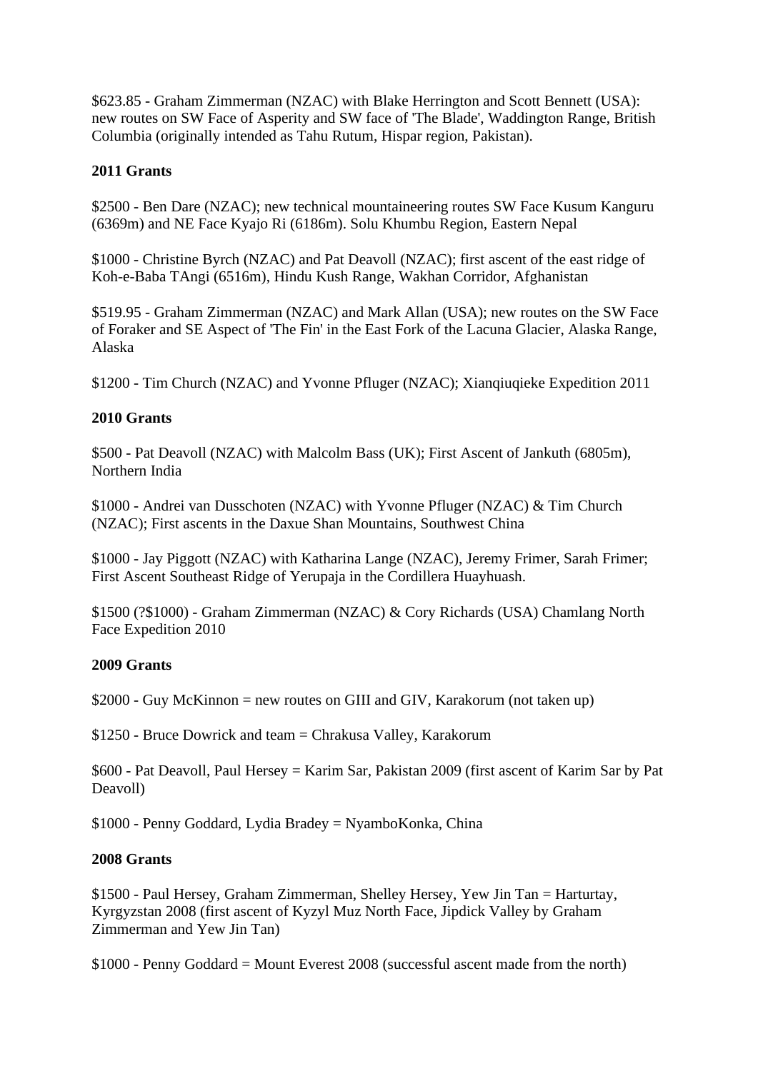$623.85 - Graham Zimmerman (NZAC) with Blake Herrington and Scott Bennett (USA): new routes on SW Face of Asperity and SW face of 'The Blade', Waddington Range, British Columbia (originally intended as Tahu Rutum, Hispar region, Pakistan).

**2011 Grants**

$2500 - Ben Dare (NZAC); new technical mountaineering routes SW Face Kusum Kanguru (6369m) and NE Face Kyajo Ri (6186m). Solu Khumbu Region, Eastern Nepal

$1000 - Christine Byrch (NZAC) and Pat Deavoll (NZAC); first ascent of the east ridge of Koh-e-Baba TAngi (6516m), Hindu Kush Range, Wakhan Corridor, Afghanistan

$519.95 - Graham Zimmerman (NZAC) and Mark Allan (USA); new routes on the SW Face of Foraker and SE Aspect of 'The Fin' in the East Fork of the Lacuna Glacier, Alaska Range, Alaska

$1200 - Tim Church (NZAC) and Yvonne Pfluger (NZAC); Xianqiuqieke Expedition 2011

**2010 Grants**

$500 - Pat Deavoll (NZAC) with Malcolm Bass (UK); First Ascent of Jankuth (6805m), Northern India

$1000 - Andrei van Dusschoten (NZAC) with Yvonne Pfluger (NZAC) & Tim Church (NZAC); First ascents in the Daxue Shan Mountains, Southwest China

$1000 - Jay Piggott (NZAC) with Katharina Lange (NZAC), Jeremy Frimer, Sarah Frimer; First Ascent Southeast Ridge of Yerupaja in the Cordillera Huayhuash.

$1500 (?$1000) - Graham Zimmerman (NZAC) & Cory Richards (USA) Chamlang North Face Expedition 2010

**2009 Grants**

$2000 - Guy McKinnon = new routes on GIII and GIV, Karakorum (not taken up)

$1250 - Bruce Dowrick and team = Chrakusa Valley, Karakorum

$600 - Pat Deavoll, Paul Hersey = Karim Sar, Pakistan 2009 (first ascent of Karim Sar by Pat Deavoll)

$1000 - Penny Goddard, Lydia Bradey = NyamboKonka, China

**2008 Grants**

$1500 - Paul Hersey, Graham Zimmerman, Shelley Hersey, Yew Jin Tan = Harturtay, Kyrgyzstan 2008 (first ascent of Kyzyl Muz North Face, Jipdick Valley by Graham Zimmerman and Yew Jin Tan)

$1000 - Penny Goddard = Mount Everest 2008 (successful ascent made from the north)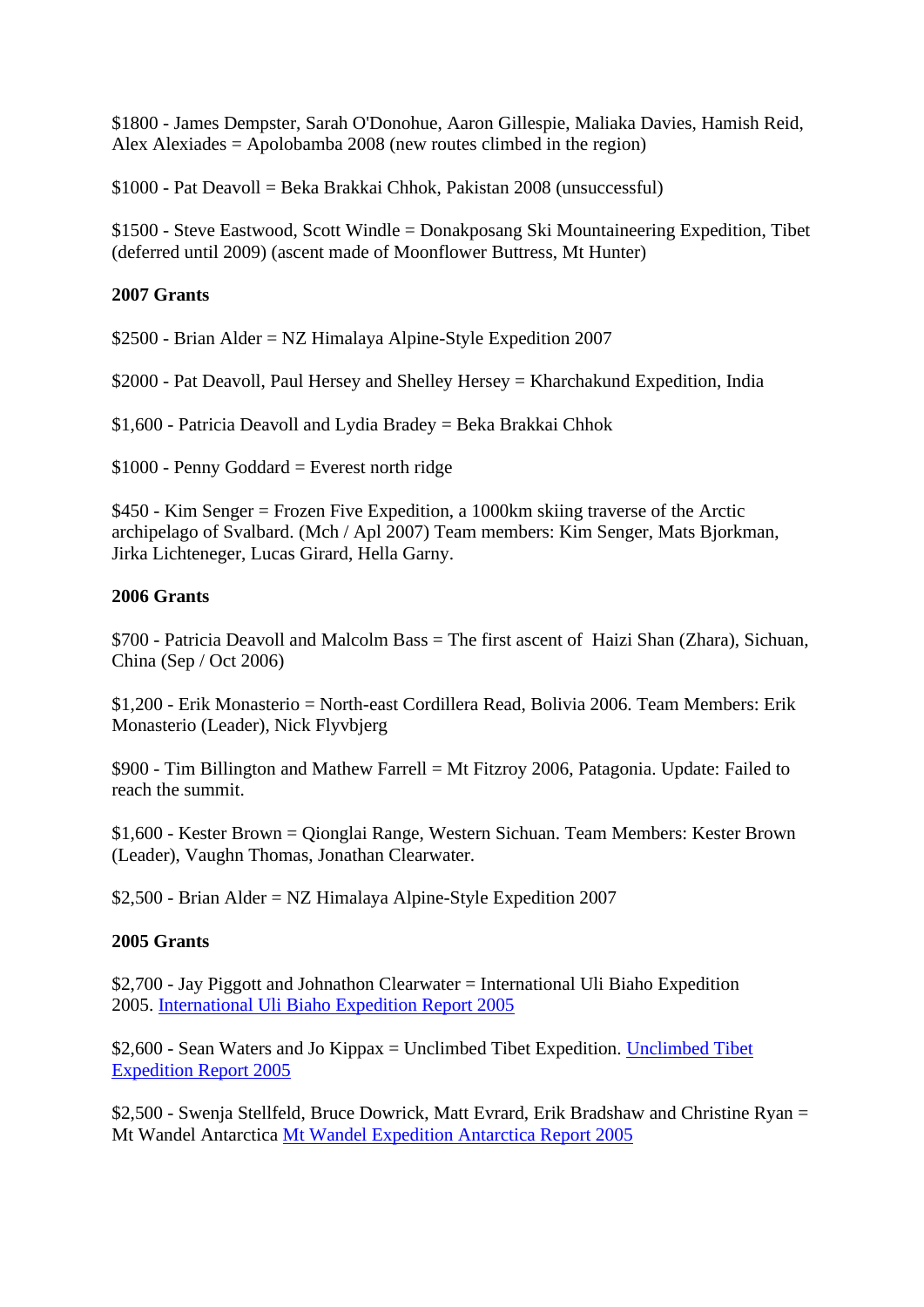$1800 - James Dempster, Sarah O'Donohue, Aaron Gillespie, Maliaka Davies, Hamish Reid, Alex Alexiades = Apolobamba 2008 (new routes climbed in the region)

$1000 - Pat Deavoll = Beka Brakkai Chhok, Pakistan 2008 (unsuccessful)

$1500 - Steve Eastwood, Scott Windle = Donakposang Ski Mountaineering Expedition, Tibet (deferred until 2009) (ascent made of Moonflower Buttress, Mt Hunter)

**2007 Grants**

$2500 - Brian Alder = NZ Himalaya Alpine-Style Expedition 2007

$2000 - Pat Deavoll, Paul Hersey and Shelley Hersey = Kharchakund Expedition, India

$1,600 - Patricia Deavoll and Lydia Bradey = Beka Brakkai Chhok

$1000 - Penny Goddard = Everest north ridge

$450 - Kim Senger = Frozen Five Expedition, a 1000km skiing traverse of the Arctic archipelago of Svalbard. (Mch / Apl 2007) Team members: Kim Senger, Mats Bjorkman, Jirka Lichteneger, Lucas Girard, Hella Garny.

**2006 Grants**

$700 - Patricia Deavoll and Malcolm Bass = The first ascent of Haizi Shan (Zhara), Sichuan, China (Sep / Oct 2006)

$1,200 - Erik Monasterio = North-east Cordillera Read, Bolivia 2006. Team Members: Erik Monasterio (Leader), Nick Flyvbjerg

$900 - Tim Billington and Mathew Farrell = Mt Fitzroy 2006, Patagonia. Update: Failed to reach the summit.

$1,600 - Kester Brown = Qionglai Range, Western Sichuan. Team Members: Kester Brown (Leader), Vaughn Thomas, Jonathan Clearwater.

$2,500 - Brian Alder = NZ Himalaya Alpine-Style Expedition 2007

**2005 Grants**

$2,700 - Jay Piggott and Johnathon Clearwater = International Uli Biaho Expedition 2005. International Uli Biaho Expedition Report 2005

$2,600 - Sean Waters and Jo Kippax = Unclimbed Tibet Expedition. Unclimbed Tibet Expedition Report 2005

$2,500 - Swenja Stellfeld, Bruce Dowrick, Matt Evrard, Erik Bradshaw and Christine Ryan = Mt Wandel Antarctica Mt Wandel Expedition Antarctica Report 2005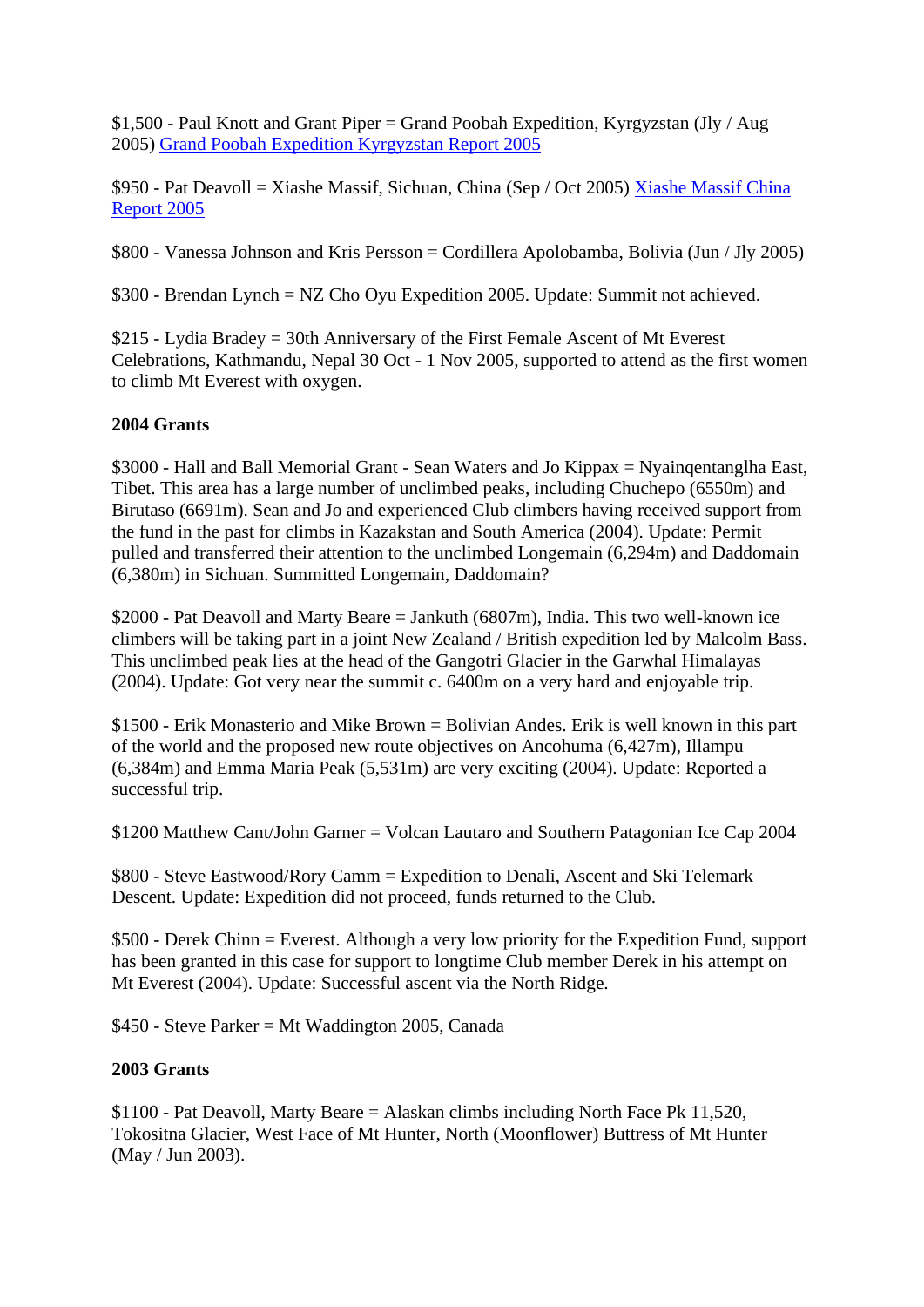$1,500 - Paul Knott and Grant Piper = Grand Poobah Expedition, Kyrgyzstan (Jly / Aug 2005) [Grand Poobah Expedition Kyrgyzstan Report 2005]

$950 - Pat Deavoll = Xiashe Massif, Sichuan, China (Sep / Oct 2005) [Xiashe Massif China Report 2005]

$800 - Vanessa Johnson and Kris Persson = Cordillera Apolobamba, Bolivia (Jun / Jly 2005)

$300 - Brendan Lynch = NZ Cho Oyu Expedition 2005. Update: Summit not achieved.

$215 - Lydia Bradey = 30th Anniversary of the First Female Ascent of Mt Everest Celebrations, Kathmandu, Nepal 30 Oct - 1 Nov 2005, supported to attend as the first women to climb Mt Everest with oxygen.

**2004 Grants**

$3000 - Hall and Ball Memorial Grant - Sean Waters and Jo Kippax = Nyainqentanglha East, Tibet. This area has a large number of unclimbed peaks, including Chuchepo (6550m) and Birutaso (6691m). Sean and Jo and experienced Club climbers having received support from the fund in the past for climbs in Kazakstan and South America (2004). Update: Permit pulled and transferred their attention to the unclimbed Longemain (6,294m) and Daddomain (6,380m) in Sichuan. Summitted Longemain, Daddomain?

$2000 - Pat Deavoll and Marty Beare = Jankuth (6807m), India. This two well-known ice climbers will be taking part in a joint New Zealand / British expedition led by Malcolm Bass. This unclimbed peak lies at the head of the Gangotri Glacier in the Garwhal Himalayas (2004). Update: Got very near the summit c. 6400m on a very hard and enjoyable trip.

$1500 - Erik Monasterio and Mike Brown = Bolivian Andes. Erik is well known in this part of the world and the proposed new route objectives on Ancohuma (6,427m), Illampu (6,384m) and Emma Maria Peak (5,531m) are very exciting (2004). Update: Reported a successful trip.

$1200 Matthew Cant/John Garner = Volcan Lautaro and Southern Patagonian Ice Cap 2004

$800 - Steve Eastwood/Rory Camm = Expedition to Denali, Ascent and Ski Telemark Descent. Update: Expedition did not proceed, funds returned to the Club.

$500 - Derek Chinn = Everest. Although a very low priority for the Expedition Fund, support has been granted in this case for support to longtime Club member Derek in his attempt on Mt Everest (2004). Update: Successful ascent via the North Ridge.

$450 - Steve Parker = Mt Waddington 2005, Canada

**2003 Grants**

$1100 - Pat Deavoll, Marty Beare = Alaskan climbs including North Face Pk 11,520, Tokositna Glacier, West Face of Mt Hunter, North (Moonflower) Buttress of Mt Hunter (May / Jun 2003).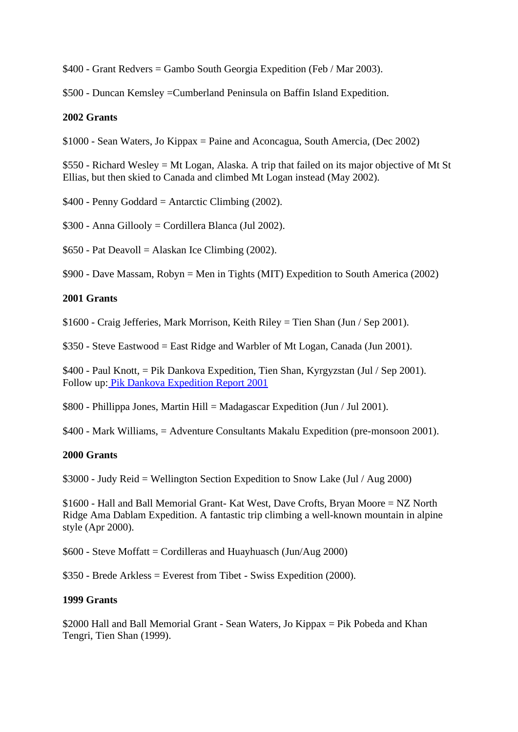$400 - Grant Redvers = Gambo South Georgia Expedition (Feb / Mar 2003).

$500 - Duncan Kemsley =Cumberland Peninsula on Baffin Island Expedition.

**2002 Grants**

$1000 - Sean Waters, Jo Kippax = Paine and Aconcagua, South Amercia, (Dec 2002)

$550 - Richard Wesley = Mt Logan, Alaska. A trip that failed on its major objective of Mt St Ellias, but then skied to Canada and climbed Mt Logan instead (May 2002).

$400 - Penny Goddard = Antarctic Climbing (2002).

$300 - Anna Gillooly = Cordillera Blanca (Jul 2002).

$650 - Pat Deavoll = Alaskan Ice Climbing (2002).

$900 - Dave Massam, Robyn = Men in Tights (MIT) Expedition to South America (2002)

**2001 Grants**

$1600 - Craig Jefferies, Mark Morrison, Keith Riley = Tien Shan (Jun / Sep 2001).

$350 - Steve Eastwood = East Ridge and Warbler of Mt Logan, Canada (Jun 2001).

$400 - Paul Knott, = Pik Dankova Expedition, Tien Shan, Kyrgyzstan (Jul / Sep 2001). Follow up: Pik Dankova Expedition Report 2001

$800 - Phillippa Jones, Martin Hill = Madagascar Expedition (Jun / Jul 2001).

$400 - Mark Williams, = Adventure Consultants Makalu Expedition (pre-monsoon 2001).

**2000 Grants**

$3000 - Judy Reid = Wellington Section Expedition to Snow Lake (Jul / Aug 2000)

$1600 - Hall and Ball Memorial Grant- Kat West, Dave Crofts, Bryan Moore = NZ North Ridge Ama Dablam Expedition. A fantastic trip climbing a well-known mountain in alpine style (Apr 2000).

$600 - Steve Moffatt = Cordilleras and Huayhuasch (Jun/Aug 2000)

$350 - Brede Arkless = Everest from Tibet - Swiss Expedition (2000).

**1999 Grants**

$2000 Hall and Ball Memorial Grant - Sean Waters, Jo Kippax = Pik Pobeda and Khan Tengri, Tien Shan (1999).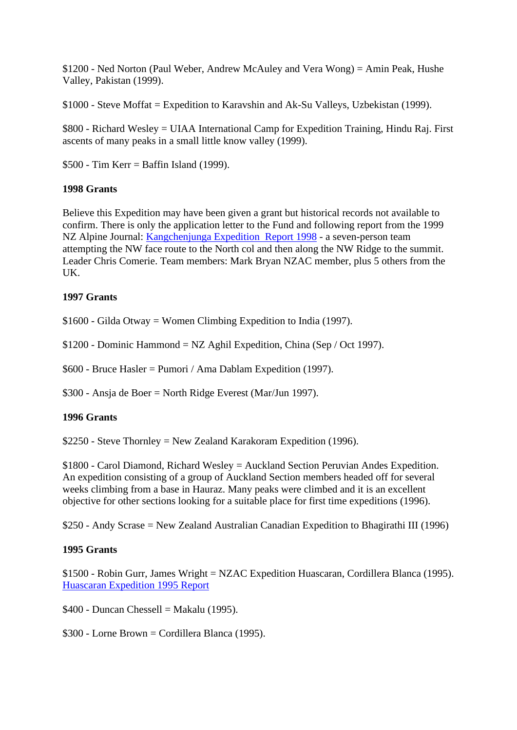$1200 - Ned Norton (Paul Weber, Andrew McAuley and Vera Wong) = Amin Peak, Hushe Valley, Pakistan (1999).

$1000 - Steve Moffat = Expedition to Karavshin and Ak-Su Valleys, Uzbekistan (1999).

$800 - Richard Wesley = UIAA International Camp for Expedition Training, Hindu Raj. First ascents of many peaks in a small little know valley (1999).

$500 - Tim Kerr = Baffin Island (1999).

**1998 Grants**

Believe this Expedition may have been given a grant but historical records not available to confirm. There is only the application letter to the Fund and following report from the 1999 NZ Alpine Journal: Kangchenjunga Expedition  Report 1998 - a seven-person team attempting the NW face route to the North col and then along the NW Ridge to the summit. Leader Chris Comerie. Team members: Mark Bryan NZAC member, plus 5 others from the UK.

**1997 Grants**

$1600 - Gilda Otway = Women Climbing Expedition to India (1997).

$1200 - Dominic Hammond = NZ Aghil Expedition, China (Sep / Oct 1997).

$600 - Bruce Hasler = Pumori / Ama Dablam Expedition (1997).

$300 - Ansja de Boer = North Ridge Everest (Mar/Jun 1997).

**1996 Grants**

$2250 - Steve Thornley = New Zealand Karakoram Expedition (1996).

$1800 - Carol Diamond, Richard Wesley = Auckland Section Peruvian Andes Expedition. An expedition consisting of a group of Auckland Section members headed off for several weeks climbing from a base in Hauraz. Many peaks were climbed and it is an excellent objective for other sections looking for a suitable place for first time expeditions (1996).

$250 - Andy Scrase = New Zealand Australian Canadian Expedition to Bhagirathi III (1996)

**1995 Grants**

$1500 - Robin Gurr, James Wright = NZAC Expedition Huascaran, Cordillera Blanca (1995). Huascaran Expedition 1995 Report

$400 - Duncan Chessell = Makalu (1995).

$300 - Lorne Brown = Cordillera Blanca (1995).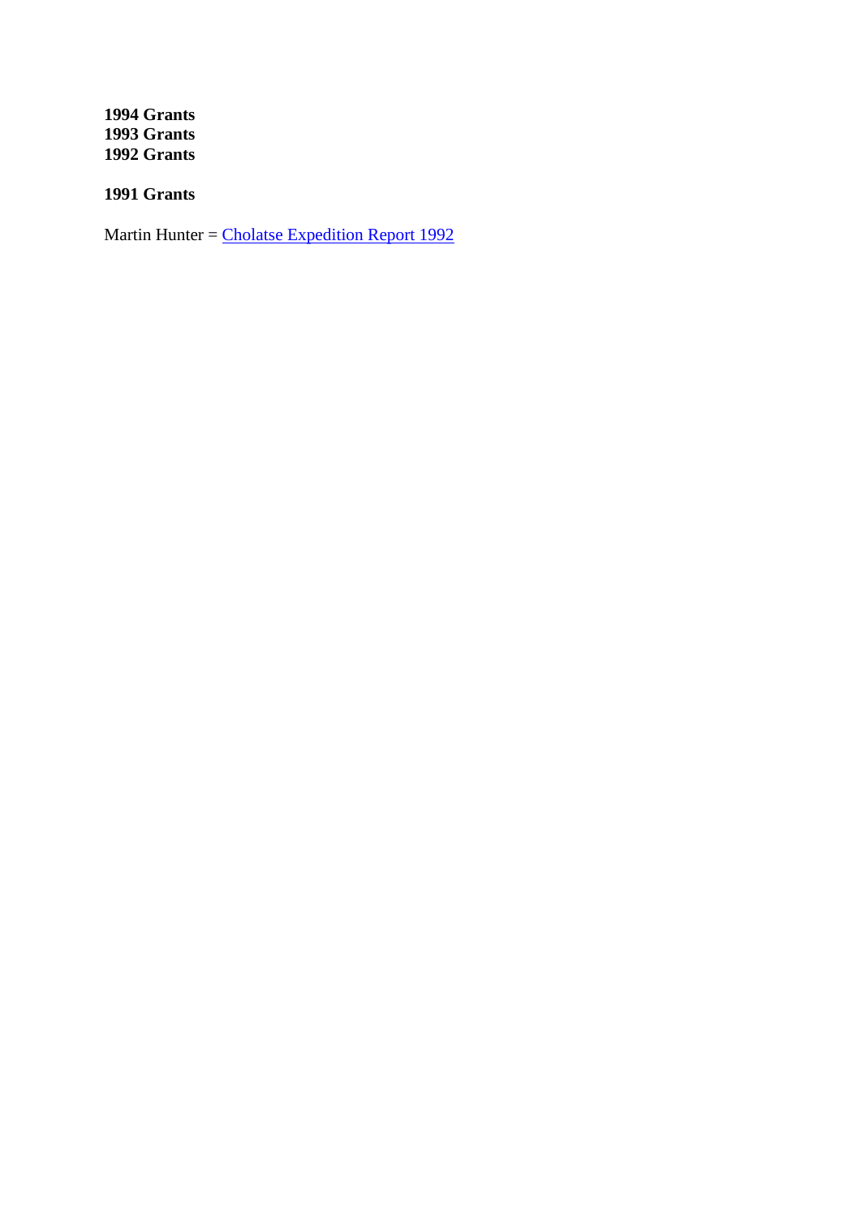**1994 Grants**
**1993 Grants**
**1992 Grants**

**1991 Grants**

Martin Hunter = Cholatse Expedition Report 1992